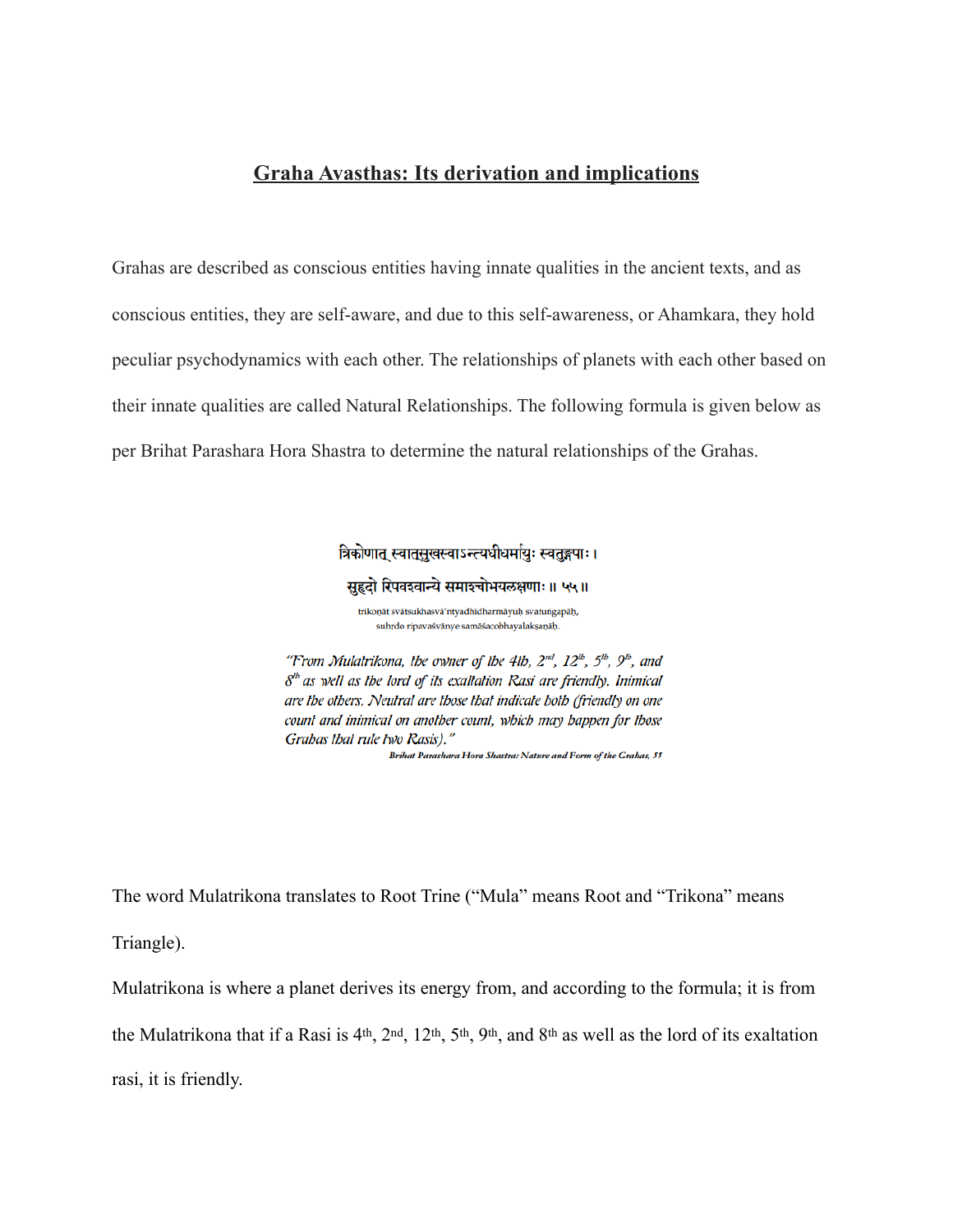# <u>Graha Avasthas: Its derivation and implications</u>

Grahas are described as conscious entities having innate qualities in the ancient texts, and as conscious entities, they are self-aware, and due to this self-awareness, or Ahamkara, they hold peculiar psychodynamics with each other. The relationships of planets with each other based on their innate qualities are called Natural Relationships. The following formula is given below as per Brihat Parashara Hora Shastra to determine the natural relationships of the Grahas.

त्रिकोणात् स्वात्सुखस्वाऽन्त्यधीधर्मायुः स्वतुङ्गपाः ।
सुहृदो रिपवश्वान्ये समाश्चोभयलक्षणाः ॥ ५५ ॥

trikoṇāt svātsukhasvā'ntyadhīdharmāyuḥ svatuṅgapāḥ,
suhṛdo ripavaśvānye samāścobhayalakṣaṇāḥ.

*"From Mulatrikona, the owner of the 4th, 2nd, 12th, 5th, 9th, and 8th as well as the lord of its exaltation Rasi are friendly. Inimical are the others. Neutral are those that indicate both (friendly on one count and inimical on another count, which may happen for those Grahas that rule two Rasis)."*

***Brihat Parashara Hora Shastra: Nature and Form of the Grahas, 55***

The word Mulatrikona translates to Root Trine ("Mula" means Root and "Trikona" means Triangle).

Mulatrikona is where a planet derives its energy from, and according to the formula; it is from the Mulatrikona that if a Rasi is 4th, 2nd, 12th, 5th, 9th, and 8th as well as the lord of its exaltation rasi, it is friendly.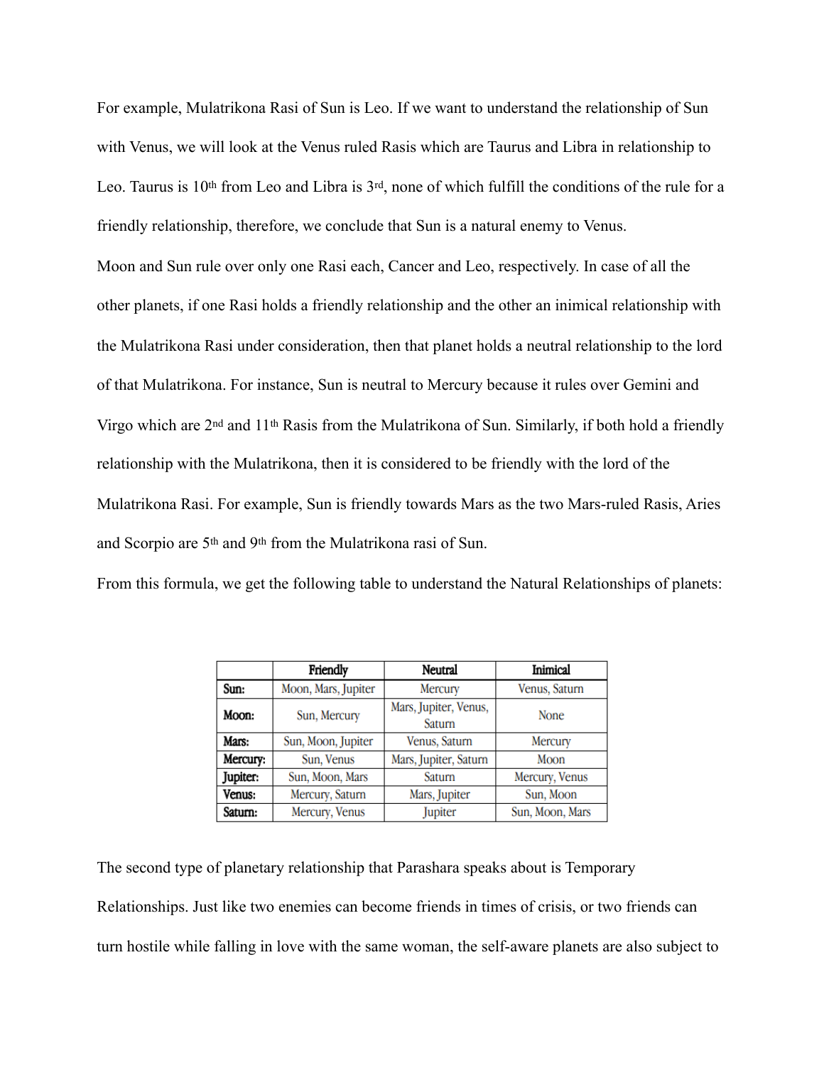For example, Mulatrikona Rasi of Sun is Leo. If we want to understand the relationship of Sun with Venus, we will look at the Venus ruled Rasis which are Taurus and Libra in relationship to Leo. Taurus is 10th from Leo and Libra is 3rd, none of which fulfill the conditions of the rule for a friendly relationship, therefore, we conclude that Sun is a natural enemy to Venus.

Moon and Sun rule over only one Rasi each, Cancer and Leo, respectively. In case of all the other planets, if one Rasi holds a friendly relationship and the other an inimical relationship with the Mulatrikona Rasi under consideration, then that planet holds a neutral relationship to the lord of that Mulatrikona. For instance, Sun is neutral to Mercury because it rules over Gemini and Virgo which are 2nd and 11th Rasis from the Mulatrikona of Sun. Similarly, if both hold a friendly relationship with the Mulatrikona, then it is considered to be friendly with the lord of the Mulatrikona Rasi. For example, Sun is friendly towards Mars as the two Mars-ruled Rasis, Aries and Scorpio are 5th and 9th from the Mulatrikona rasi of Sun.

From this formula, we get the following table to understand the Natural Relationships of planets:

| | **Friendly** | **Neutral** | **Inimical** |
|---|---|---|---|
| **Sun:** | Moon, Mars, Jupiter | Mercury | Venus, Saturn |
| **Moon:** | Sun, Mercury | Mars, Jupiter, Venus, Saturn | None |
| **Mars:** | Sun, Moon, Jupiter | Venus, Saturn | Mercury |
| **Mercury:** | Sun, Venus | Mars, Jupiter, Saturn | Moon |
| **Jupiter:** | Sun, Moon, Mars | Saturn | Mercury, Venus |
| **Venus:** | Mercury, Saturn | Mars, Jupiter | Sun, Moon |
| **Saturn:** | Mercury, Venus | Jupiter | Sun, Moon, Mars |

The second type of planetary relationship that Parashara speaks about is Temporary Relationships. Just like two enemies can become friends in times of crisis, or two friends can turn hostile while falling in love with the same woman, the self-aware planets are also subject to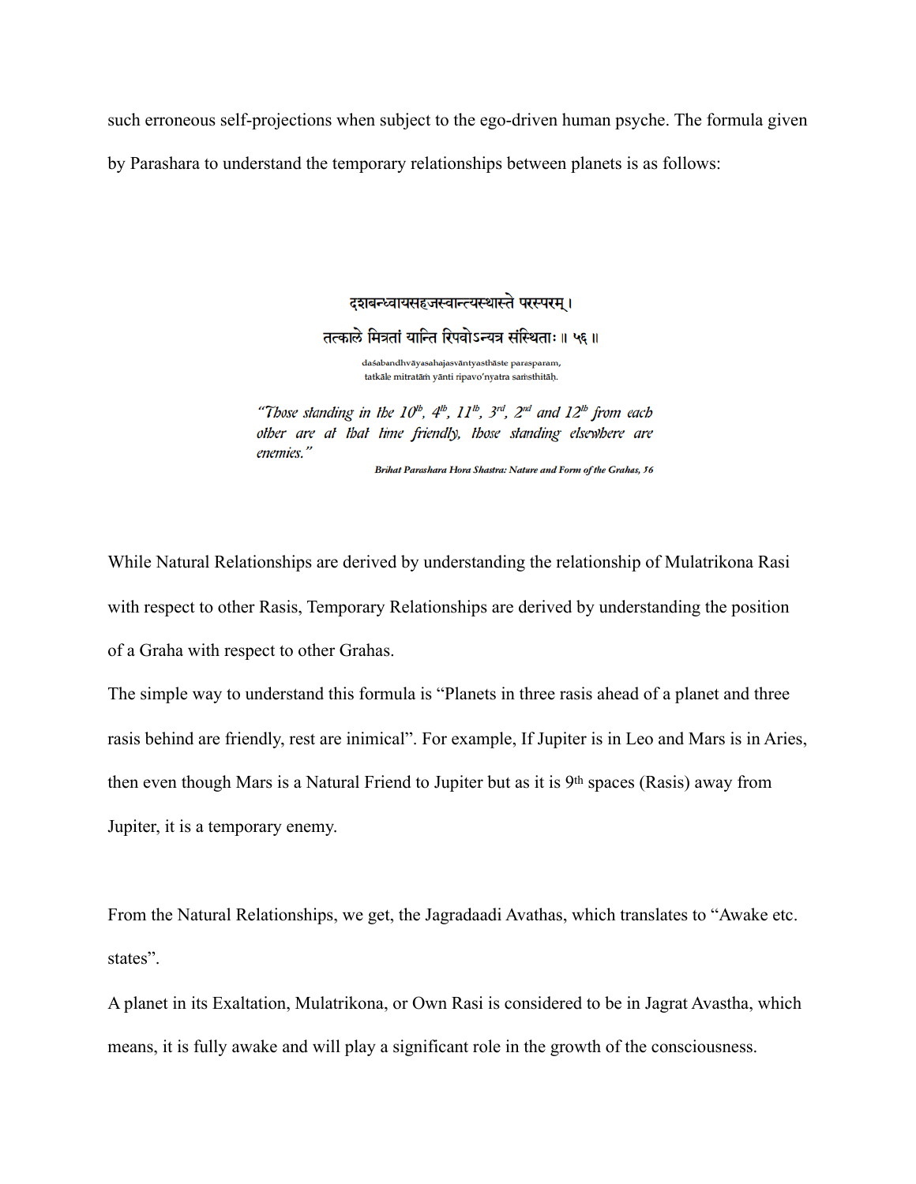such erroneous self-projections when subject to the ego-driven human psyche. The formula given by Parashara to understand the temporary relationships between planets is as follows:

> दशबन्ध्वायसहजस्वान्त्यस्थास्ते परस्परम् ।
> तत्काले मित्रतां यान्ति रिपवोऽन्यत्र संस्थिताः ॥ ५६ ॥
>
> daśabandhvāyasahajasvāntyasthāste parasparam,
> tatkāle mitratāṁ yānti ripavo'nyatra saṁsthitāḥ.
>
> *"Those standing in the 10th, 4th, 11th, 3rd, 2nd and 12th from each other are at that time friendly, those standing elsewhere are enemies."*
>
> ***Brihat Parashara Hora Shastra: Nature and Form of the Grahas, 56***

While Natural Relationships are derived by understanding the relationship of Mulatrikona Rasi with respect to other Rasis, Temporary Relationships are derived by understanding the position of a Graha with respect to other Grahas.

The simple way to understand this formula is "Planets in three rasis ahead of a planet and three rasis behind are friendly, rest are inimical". For example, If Jupiter is in Leo and Mars is in Aries, then even though Mars is a Natural Friend to Jupiter but as it is 9th spaces (Rasis) away from Jupiter, it is a temporary enemy.

From the Natural Relationships, we get, the Jagradaadi Avathas, which translates to "Awake etc. states".

A planet in its Exaltation, Mulatrikona, or Own Rasi is considered to be in Jagrat Avastha, which means, it is fully awake and will play a significant role in the growth of the consciousness.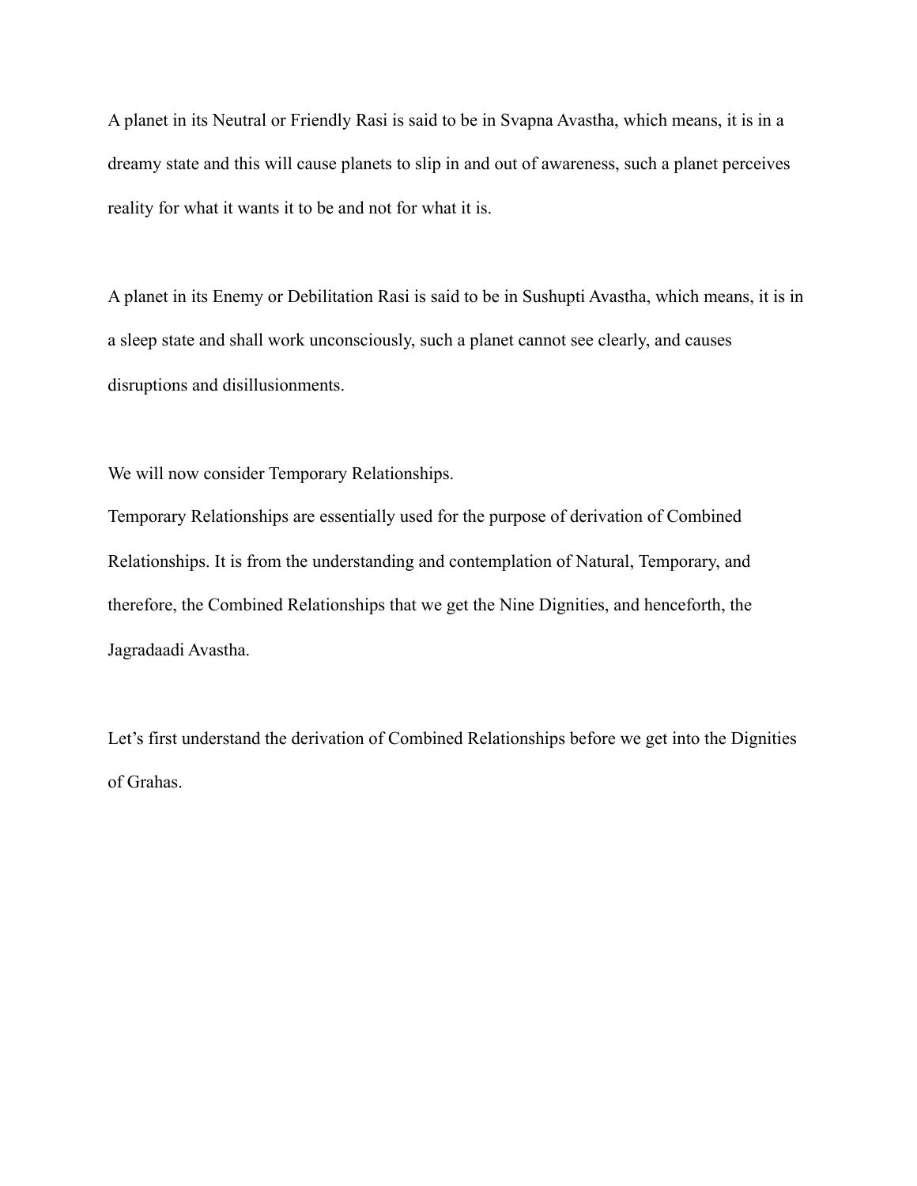A planet in its Neutral or Friendly Rasi is said to be in Svapna Avastha, which means, it is in a dreamy state and this will cause planets to slip in and out of awareness, such a planet perceives reality for what it wants it to be and not for what it is.

A planet in its Enemy or Debilitation Rasi is said to be in Sushupti Avastha, which means, it is in a sleep state and shall work unconsciously, such a planet cannot see clearly, and causes disruptions and disillusionments.

We will now consider Temporary Relationships.

Temporary Relationships are essentially used for the purpose of derivation of Combined Relationships. It is from the understanding and contemplation of Natural, Temporary, and therefore, the Combined Relationships that we get the Nine Dignities, and henceforth, the Jagradaadi Avastha.

Let's first understand the derivation of Combined Relationships before we get into the Dignities of Grahas.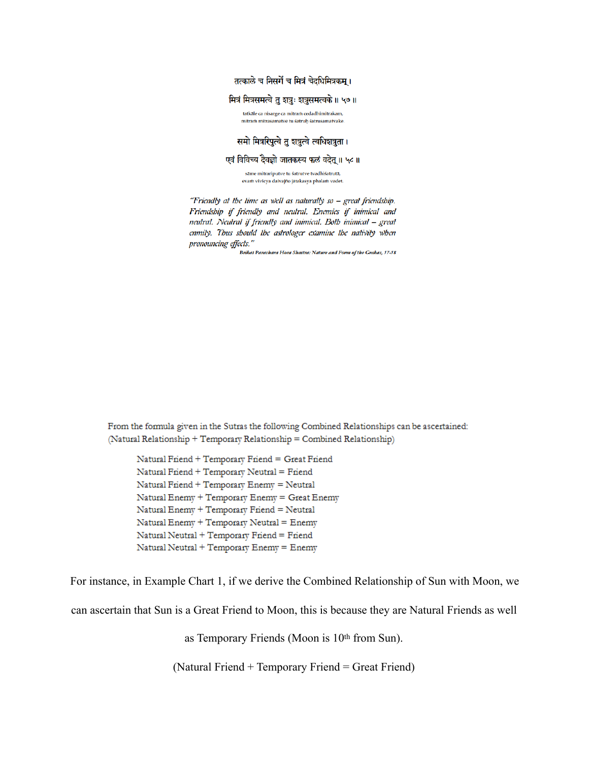तत्काले च निसर्गे च मित्रं चेदधिमित्रकम् ।

मित्रं मित्रसमत्वे तु शत्रुः शत्रुसमत्वके ॥ ५७ ॥

tatkāle ca nisarge ca mitraṁ cedadhimitrakam,
mitraṁ mitrasamatve tu śatruḥ śatrusamatvake.

समो मित्ररिपुत्वे तु शत्रुत्वे त्वधिशत्रुता ।

एवं विविच्य दैवज्ञो जातकस्य फलं वदेत् ॥ ५८ ॥

sāme mitrariputve tu śatrutve tvadhiśatrutā,
evaṁ vivicya daivajño jatakasya phalaṁ vadet.

*"Friendly at the time as well as naturally so – great friendship. Friendship if friendly and neutral. Enemies if inimical and neutral. Neutral if friendly and inimical. Both inimical – great enmity. Thus should the astrologer examine the nativity when pronouncing effects."*

**Brihat Parashara Hora Shastra: Nature and Form of the Grahas, 57-58**

From the formula given in the Sutras the following Combined Relationships can be ascertained:
(Natural Relationship + Temporary Relationship = Combined Relationship)

- Natural Friend + Temporary Friend = Great Friend
- Natural Friend + Temporary Neutral = Friend
- Natural Friend + Temporary Enemy = Neutral
- Natural Enemy + Temporary Enemy = Great Enemy
- Natural Enemy + Temporary Friend = Neutral
- Natural Enemy + Temporary Neutral = Enemy
- Natural Neutral + Temporary Friend = Friend
- Natural Neutral + Temporary Enemy = Enemy

For instance, in Example Chart 1, if we derive the Combined Relationship of Sun with Moon, we can ascertain that Sun is a Great Friend to Moon, this is because they are Natural Friends as well as Temporary Friends (Moon is 10th from Sun).

(Natural Friend + Temporary Friend = Great Friend)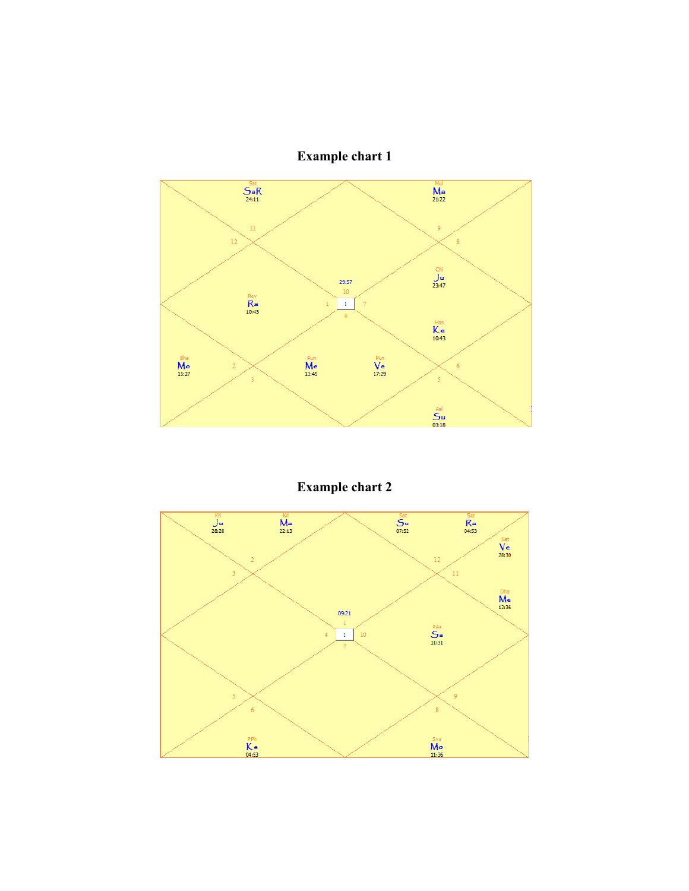**Example chart 1**

Sat
SaR
24:11

Mul
Ma
21:22

11

9

12

8

Chi
Ju
23:47

29:57
10

Rev
Ra
10:43

1

1

7

4

Has
Ke
10:43

Bha
Mo
15:27

2

Pun
Me
13:45

Pun
Ve
17:29

6

3

5

Asl
Su
03:18

**Example chart 2**

Kri
Ju
28:20

Kri
Ma
22:13

Sat
Su
07:52

Sat
Ra
04:53

Sat
Ve
28:30

2

12

3

11

Dha
Me
12:36

09:21
1

4

1

10

PAs
Sa
11:31

7

5

9

6

8

PPh
Ke
04:53

Sva
Mo
11:36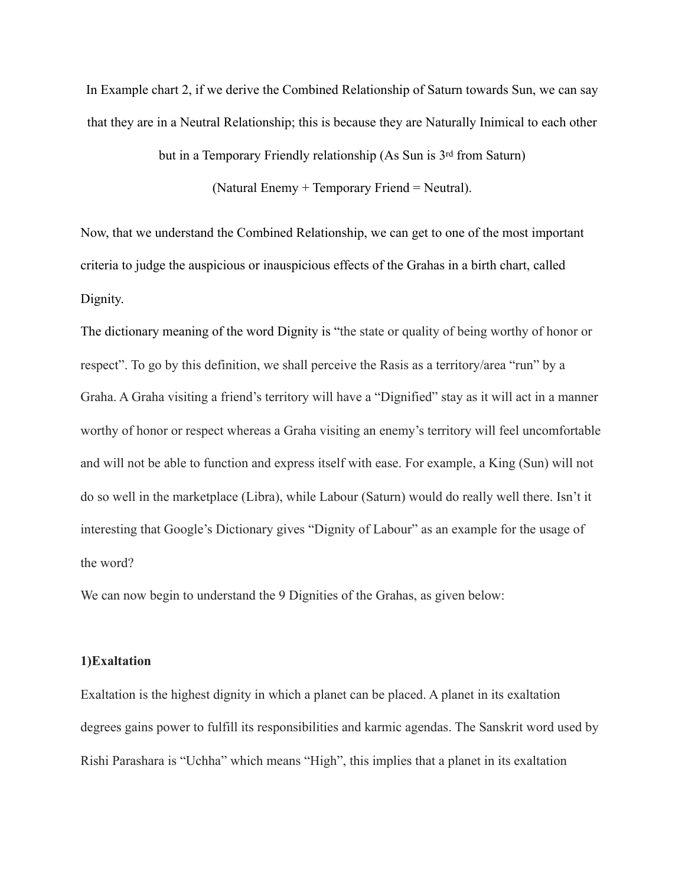In Example chart 2, if we derive the Combined Relationship of Saturn towards Sun, we can say that they are in a Neutral Relationship; this is because they are Naturally Inimical to each other but in a Temporary Friendly relationship (As Sun is 3rd from Saturn)

(Natural Enemy + Temporary Friend = Neutral).

Now, that we understand the Combined Relationship, we can get to one of the most important criteria to judge the auspicious or inauspicious effects of the Grahas in a birth chart, called Dignity.

The dictionary meaning of the word Dignity is "the state or quality of being worthy of honor or respect". To go by this definition, we shall perceive the Rasis as a territory/area "run" by a Graha. A Graha visiting a friend's territory will have a "Dignified" stay as it will act in a manner worthy of honor or respect whereas a Graha visiting an enemy's territory will feel uncomfortable and will not be able to function and express itself with ease. For example, a King (Sun) will not do so well in the marketplace (Libra), while Labour (Saturn) would do really well there. Isn't it interesting that Google's Dictionary gives "Dignity of Labour" as an example for the usage of the word?

We can now begin to understand the 9 Dignities of the Grahas, as given below:

**1)Exaltation**

Exaltation is the highest dignity in which a planet can be placed. A planet in its exaltation degrees gains power to fulfill its responsibilities and karmic agendas. The Sanskrit word used by Rishi Parashara is "Uchha" which means "High", this implies that a planet in its exaltation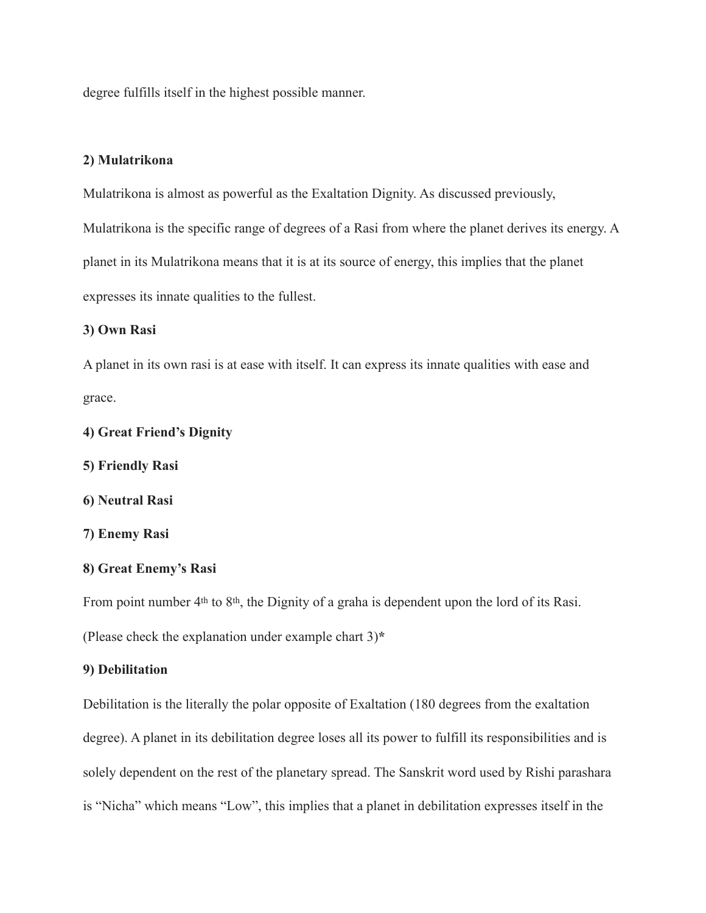degree fulfills itself in the highest possible manner.

**2) Mulatrikona**

Mulatrikona is almost as powerful as the Exaltation Dignity. As discussed previously, Mulatrikona is the specific range of degrees of a Rasi from where the planet derives its energy. A planet in its Mulatrikona means that it is at its source of energy, this implies that the planet expresses its innate qualities to the fullest.

**3) Own Rasi**

A planet in its own rasi is at ease with itself. It can express its innate qualities with ease and grace.

**4) Great Friend's Dignity**

**5) Friendly Rasi**

**6) Neutral Rasi**

**7) Enemy Rasi**

**8) Great Enemy's Rasi**

From point number 4th to 8th, the Dignity of a graha is dependent upon the lord of its Rasi. (Please check the explanation under example chart 3)*

**9) Debilitation**

Debilitation is the literally the polar opposite of Exaltation (180 degrees from the exaltation degree). A planet in its debilitation degree loses all its power to fulfill its responsibilities and is solely dependent on the rest of the planetary spread. The Sanskrit word used by Rishi parashara is "Nicha" which means "Low", this implies that a planet in debilitation expresses itself in the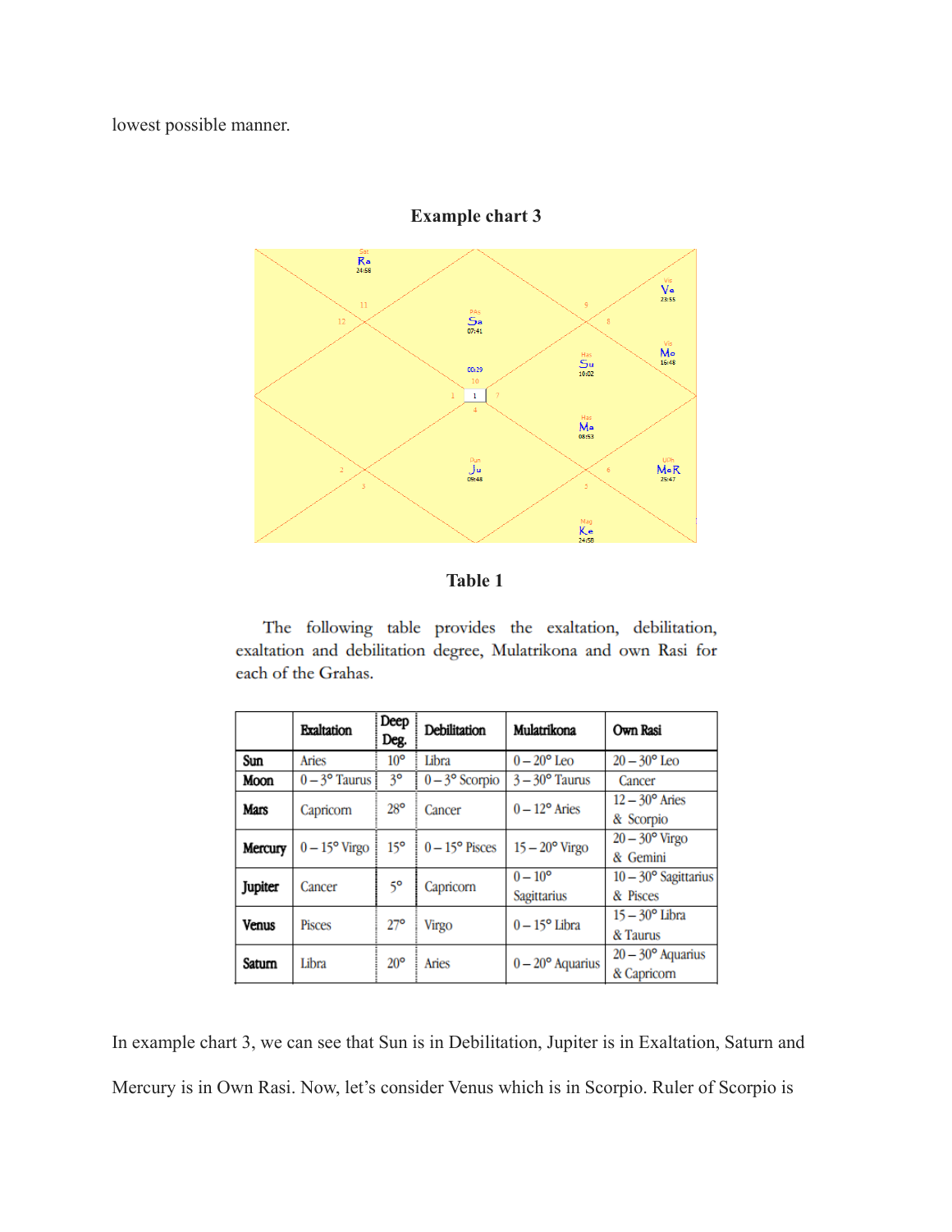lowest possible manner.

**Example chart 3**

**Table 1**

The following table provides the exaltation, debilitation, exaltation and debilitation degree, Mulatrikona and own Rasi for each of the Grahas.

| | Exaltation | Deep Deg. | Debilitation | Mulatrikona | Own Rasi |
|---|---|---|---|---|---|
| **Sun** | Aries | 10° | Libra | 0 – 20° Leo | 20 – 30° Leo |
| **Moon** | 0 – 3° Taurus | 3° | 0 – 3° Scorpio | 3 – 30° Taurus | Cancer |
| **Mars** | Capricorn | 28° | Cancer | 0 – 12° Aries | 12 – 30° Aries & Scorpio |
| **Mercury** | 0 – 15° Virgo | 15° | 0 – 15° Pisces | 15 – 20° Virgo | 20 – 30° Virgo & Gemini |
| **Jupiter** | Cancer | 5° | Capricorn | 0 – 10° Sagittarius | 10 – 30° Sagittarius & Pisces |
| **Venus** | Pisces | 27° | Virgo | 0 – 15° Libra | 15 – 30° Libra & Taurus |
| **Saturn** | Libra | 20° | Aries | 0 – 20° Aquarius | 20 – 30° Aquarius & Capricorn |

In example chart 3, we can see that Sun is in Debilitation, Jupiter is in Exaltation, Saturn and Mercury is in Own Rasi. Now, let's consider Venus which is in Scorpio. Ruler of Scorpio is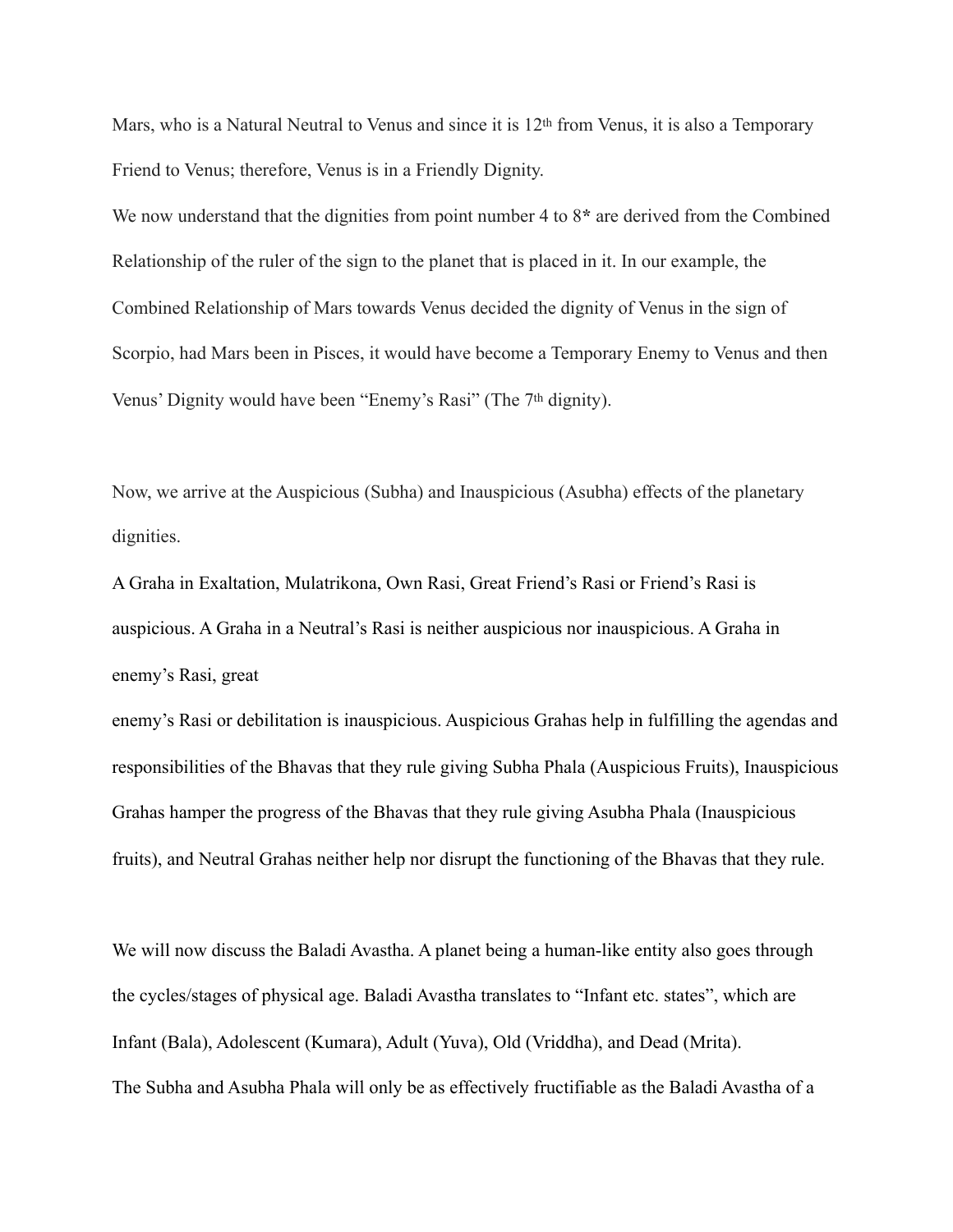Mars, who is a Natural Neutral to Venus and since it is 12th from Venus, it is also a Temporary Friend to Venus; therefore, Venus is in a Friendly Dignity.

We now understand that the dignities from point number 4 to 8* are derived from the Combined Relationship of the ruler of the sign to the planet that is placed in it. In our example, the Combined Relationship of Mars towards Venus decided the dignity of Venus in the sign of Scorpio, had Mars been in Pisces, it would have become a Temporary Enemy to Venus and then Venus' Dignity would have been "Enemy's Rasi" (The 7th dignity).

Now, we arrive at the Auspicious (Subha) and Inauspicious (Asubha) effects of the planetary dignities.

A Graha in Exaltation, Mulatrikona, Own Rasi, Great Friend's Rasi or Friend's Rasi is auspicious. A Graha in a Neutral's Rasi is neither auspicious nor inauspicious. A Graha in enemy's Rasi, great enemy's Rasi or debilitation is inauspicious. Auspicious Grahas help in fulfilling the agendas and responsibilities of the Bhavas that they rule giving Subha Phala (Auspicious Fruits), Inauspicious Grahas hamper the progress of the Bhavas that they rule giving Asubha Phala (Inauspicious fruits), and Neutral Grahas neither help nor disrupt the functioning of the Bhavas that they rule.

We will now discuss the Baladi Avastha. A planet being a human-like entity also goes through the cycles/stages of physical age. Baladi Avastha translates to "Infant etc. states", which are Infant (Bala), Adolescent (Kumara), Adult (Yuva), Old (Vriddha), and Dead (Mrita).

The Subha and Asubha Phala will only be as effectively fructifiable as the Baladi Avastha of a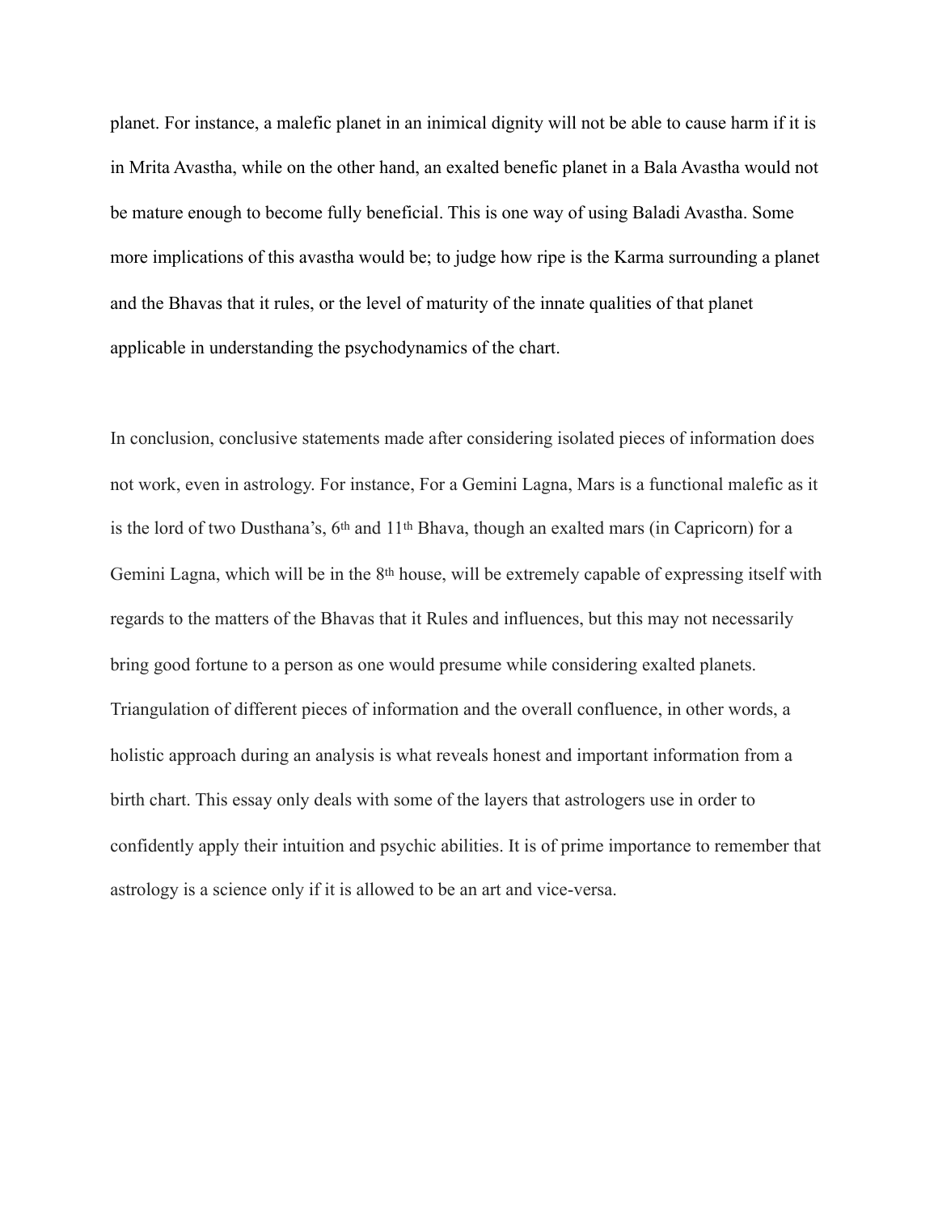planet. For instance, a malefic planet in an inimical dignity will not be able to cause harm if it is in Mrita Avastha, while on the other hand, an exalted benefic planet in a Bala Avastha would not be mature enough to become fully beneficial. This is one way of using Baladi Avastha. Some more implications of this avastha would be; to judge how ripe is the Karma surrounding a planet and the Bhavas that it rules, or the level of maturity of the innate qualities of that planet applicable in understanding the psychodynamics of the chart.

In conclusion, conclusive statements made after considering isolated pieces of information does not work, even in astrology. For instance, For a Gemini Lagna, Mars is a functional malefic as it is the lord of two Dusthana's, 6$^{th}$ and 11$^{th}$ Bhava, though an exalted mars (in Capricorn) for a Gemini Lagna, which will be in the 8$^{th}$ house, will be extremely capable of expressing itself with regards to the matters of the Bhavas that it Rules and influences, but this may not necessarily bring good fortune to a person as one would presume while considering exalted planets. Triangulation of different pieces of information and the overall confluence, in other words, a holistic approach during an analysis is what reveals honest and important information from a birth chart. This essay only deals with some of the layers that astrologers use in order to confidently apply their intuition and psychic abilities. It is of prime importance to remember that astrology is a science only if it is allowed to be an art and vice-versa.